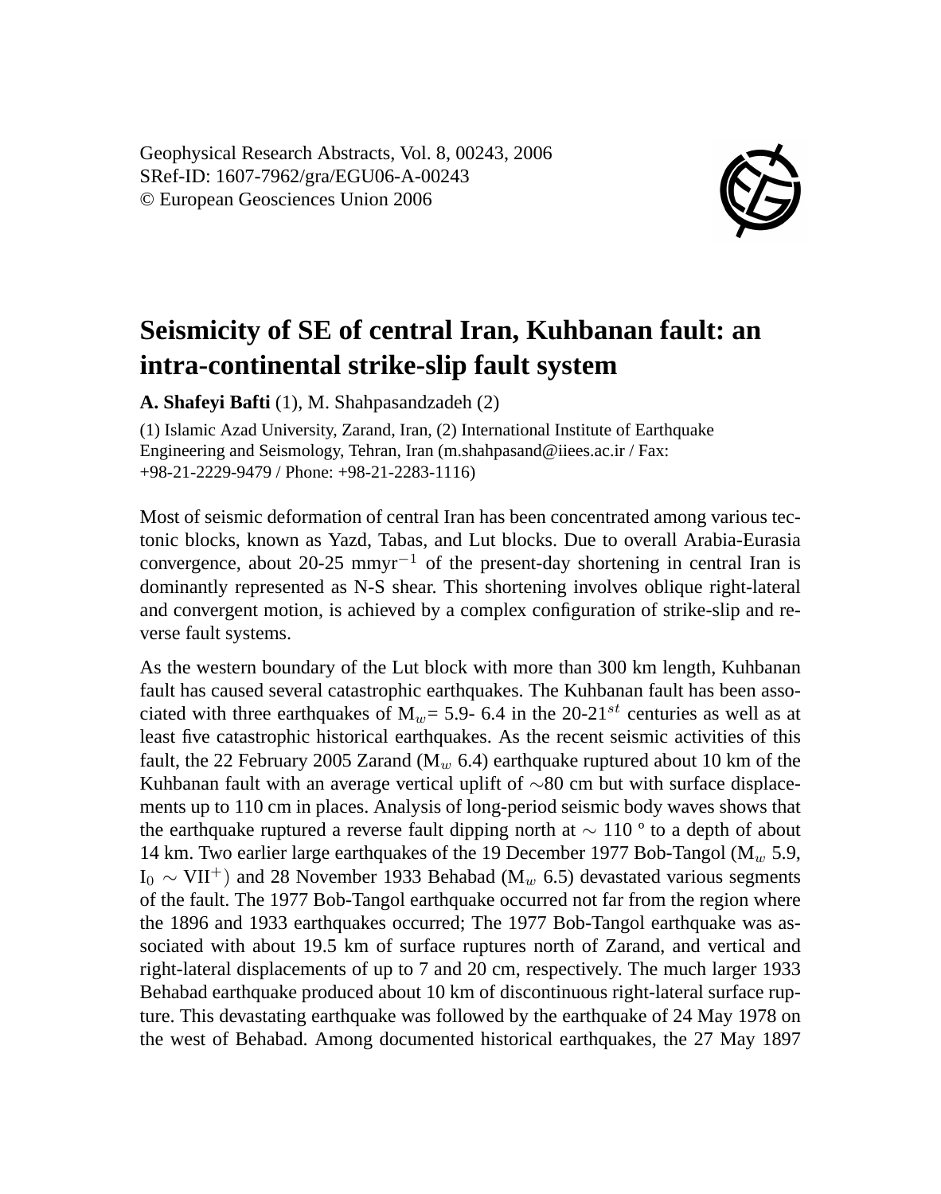Geophysical Research Abstracts, Vol. 8, 00243, 2006
SRef-ID: 1607-7962/gra/EGU06-A-00243
© European Geosciences Union 2006

# Seismicity of SE of central Iran, Kuhbanan fault: an intra-continental strike-slip fault system

**A. Shafeyi Bafti** (1), M. Shahpasandzadeh (2)

(1) Islamic Azad University, Zarand, Iran, (2) International Institute of Earthquake Engineering and Seismology, Tehran, Iran (m.shahpasand@iiees.ac.ir / Fax: +98-21-2229-9479 / Phone: +98-21-2283-1116)

Most of seismic deformation of central Iran has been concentrated among various tectonic blocks, known as Yazd, Tabas, and Lut blocks. Due to overall Arabia-Eurasia convergence, about 20-25 $mmyr^{-1}$ of the present-day shortening in central Iran is dominantly represented as N-S shear. This shortening involves oblique right-lateral and convergent motion, is achieved by a complex configuration of strike-slip and reverse fault systems.

As the western boundary of the Lut block with more than 300 km length, Kuhbanan fault has caused several catastrophic earthquakes. The Kuhbanan fault has been associated with three earthquakes of $M_w$= 5.9- 6.4 in the 20-21$^{st}$ centuries as well as at least five catastrophic historical earthquakes. As the recent seismic activities of this fault, the 22 February 2005 Zarand ($M_w$ 6.4) earthquake ruptured about 10 km of the Kuhbanan fault with an average vertical uplift of ~80 cm but with surface displacements up to 110 cm in places. Analysis of long-period seismic body waves shows that the earthquake ruptured a reverse fault dipping north at ~ 110 º to a depth of about 14 km. Two earlier large earthquakes of the 19 December 1977 Bob-Tangol ($M_w$ 5.9, $I_0$ ~ VII$^+$) and 28 November 1933 Behabad ($M_w$ 6.5) devastated various segments of the fault. The 1977 Bob-Tangol earthquake occurred not far from the region where the 1896 and 1933 earthquakes occurred; The 1977 Bob-Tangol earthquake was associated with about 19.5 km of surface ruptures north of Zarand, and vertical and right-lateral displacements of up to 7 and 20 cm, respectively. The much larger 1933 Behabad earthquake produced about 10 km of discontinuous right-lateral surface rupture. This devastating earthquake was followed by the earthquake of 24 May 1978 on the west of Behabad. Among documented historical earthquakes, the 27 May 1897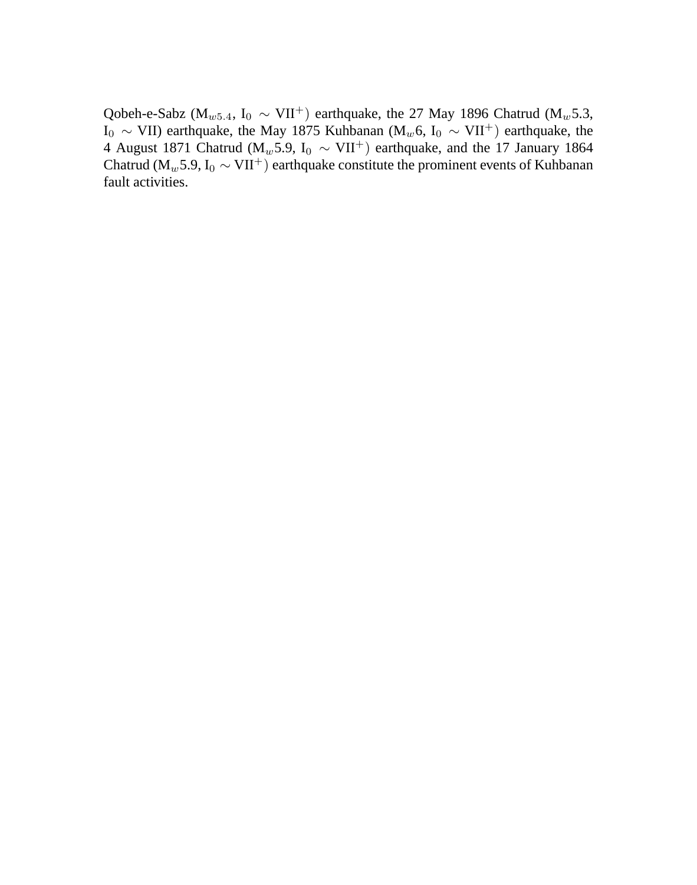Qobeh-e-Sabz ($M_{w5.4}$, $I_0 \sim$ VII$^+$) earthquake, the 27 May 1896 Chatrud ($M_w$5.3, $I_0 \sim$ VII) earthquake, the May 1875 Kuhbanan ($M_w$6, $I_0 \sim$ VII$^+$) earthquake, the 4 August 1871 Chatrud ($M_w$5.9, $I_0 \sim$ VII$^+$) earthquake, and the 17 January 1864 Chatrud ($M_w$5.9, $I_0 \sim$ VII$^+$) earthquake constitute the prominent events of Kuhbanan fault activities.